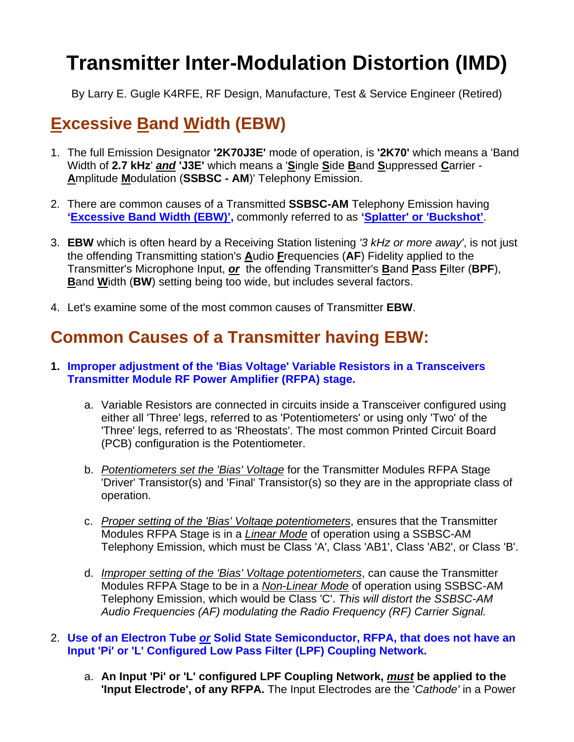# Transmitter Inter-Modulation Distortion (IMD)

By Larry E. Gugle K4RFE, RF Design, Manufacture, Test & Service Engineer (Retired)

## Excessive Band Width (EBW)

1. The full Emission Designator **'2K70J3E'** mode of operation, is **'2K70'** which means a 'Band Width of **2.7 kHz**' ***and*** **'J3E'** which means a '**S**ingle **S**ide **B**and **S**uppressed **C**arrier - **A**mplitude **M**odulation (**SSBSC - AM**)' Telephony Emission.

2. There are common causes of a Transmitted **SSBSC-AM** Telephony Emission having **'Excessive Band Width (EBW)',** commonly referred to as **'Splatter' or 'Buckshot'**.

3. **EBW** which is often heard by a Receiving Station listening *'3 kHz or more away'*, is not just the offending Transmitting station's **A**udio **F**requencies (**AF**) Fidelity applied to the Transmitter's Microphone Input, ***or*** the offending Transmitter's **B**and **P**ass **F**ilter (**BPF**), **B**and **W**idth (**BW**) setting being too wide, but includes several factors.

4. Let's examine some of the most common causes of Transmitter **EBW**.

## Common Causes of a Transmitter having EBW:

1. **Improper adjustment of the 'Bias Voltage' Variable Resistors in a Transceivers Transmitter Module RF Power Amplifier (RFPA) stage.**

   a. Variable Resistors are connected in circuits inside a Transceiver configured using either all 'Three' legs, referred to as 'Potentiometers' or using only 'Two' of the 'Three' legs, referred to as 'Rheostats'. The most common Printed Circuit Board (PCB) configuration is the Potentiometer.

   b. *Potentiometers set the 'Bias' Voltage* for the Transmitter Modules RFPA Stage 'Driver' Transistor(s) and 'Final' Transistor(s) so they are in the appropriate class of operation.

   c. *Proper setting of the 'Bias' Voltage potentiometers*, ensures that the Transmitter Modules RFPA Stage is in a *Linear Mode* of operation using a SSBSC-AM Telephony Emission, which must be Class 'A', Class 'AB1', Class 'AB2', or Class 'B'.

   d. *Improper setting of the 'Bias' Voltage potentiometers*, can cause the Transmitter Modules RFPA Stage to be in a *Non-Linear Mode* of operation using SSBSC-AM Telephony Emission, which would be Class 'C'. *This will distort the SSBSC-AM Audio Frequencies (AF) modulating the Radio Frequency (RF) Carrier Signal.*

2. **Use of an Electron Tube *or* Solid State Semiconductor, RFPA, that does not have an Input 'Pi' or 'L' Configured Low Pass Filter (LPF) Coupling Network.**

   a. **An Input 'Pi' or 'L' configured LPF Coupling Network, *must* be applied to the 'Input Electrode', of any RFPA.** The Input Electrodes are the '*Cathode'* in a Power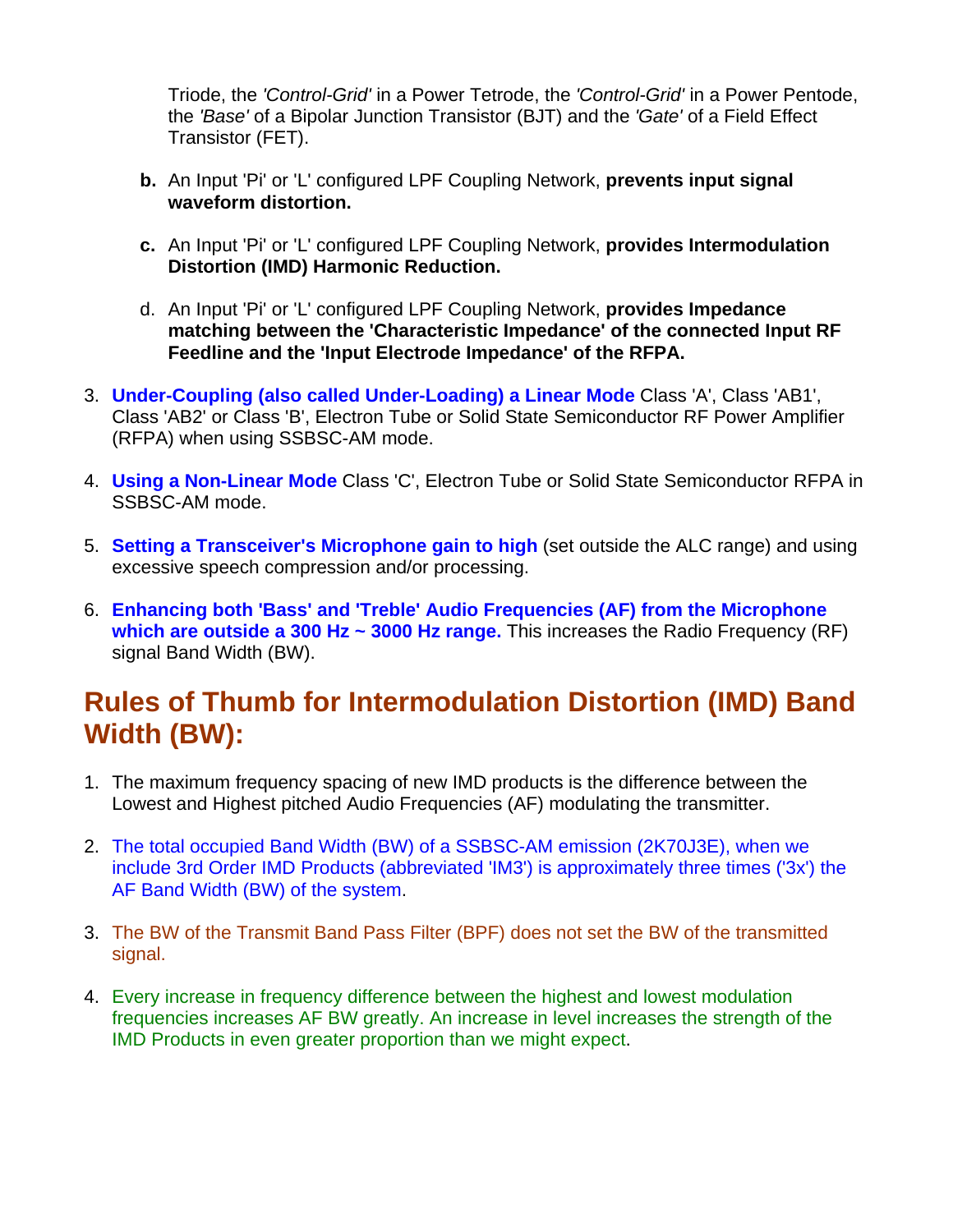Triode, the *'Control-Grid'* in a Power Tetrode, the *'Control-Grid'* in a Power Pentode, the *'Base'* of a Bipolar Junction Transistor (BJT) and the *'Gate'* of a Field Effect Transistor (FET).

   b. An Input 'Pi' or 'L' configured LPF Coupling Network, **prevents input signal waveform distortion.**

   c. An Input 'Pi' or 'L' configured LPF Coupling Network, **provides Intermodulation Distortion (IMD) Harmonic Reduction.**

   d. An Input 'Pi' or 'L' configured LPF Coupling Network, **provides Impedance matching between the 'Characteristic Impedance' of the connected Input RF Feedline and the 'Input Electrode Impedance' of the RFPA.**

3. **Under-Coupling (also called Under-Loading) a Linear Mode** Class 'A', Class 'AB1', Class 'AB2' or Class 'B', Electron Tube or Solid State Semiconductor RF Power Amplifier (RFPA) when using SSBSC-AM mode.

4. **Using a Non-Linear Mode** Class 'C', Electron Tube or Solid State Semiconductor RFPA in SSBSC-AM mode.

5. **Setting a Transceiver's Microphone gain to high** (set outside the ALC range) and using excessive speech compression and/or processing.

6. **Enhancing both 'Bass' and 'Treble' Audio Frequencies (AF) from the Microphone which are outside a 300 Hz ~ 3000 Hz range.** This increases the Radio Frequency (RF) signal Band Width (BW).

## Rules of Thumb for Intermodulation Distortion (IMD) Band Width (BW):

1. The maximum frequency spacing of new IMD products is the difference between the Lowest and Highest pitched Audio Frequencies (AF) modulating the transmitter.

2. The total occupied Band Width (BW) of a SSBSC-AM emission (2K70J3E), when we include 3rd Order IMD Products (abbreviated 'IM3') is approximately three times ('3x') the AF Band Width (BW) of the system.

3. The BW of the Transmit Band Pass Filter (BPF) does not set the BW of the transmitted signal.

4. Every increase in frequency difference between the highest and lowest modulation frequencies increases AF BW greatly. An increase in level increases the strength of the IMD Products in even greater proportion than we might expect.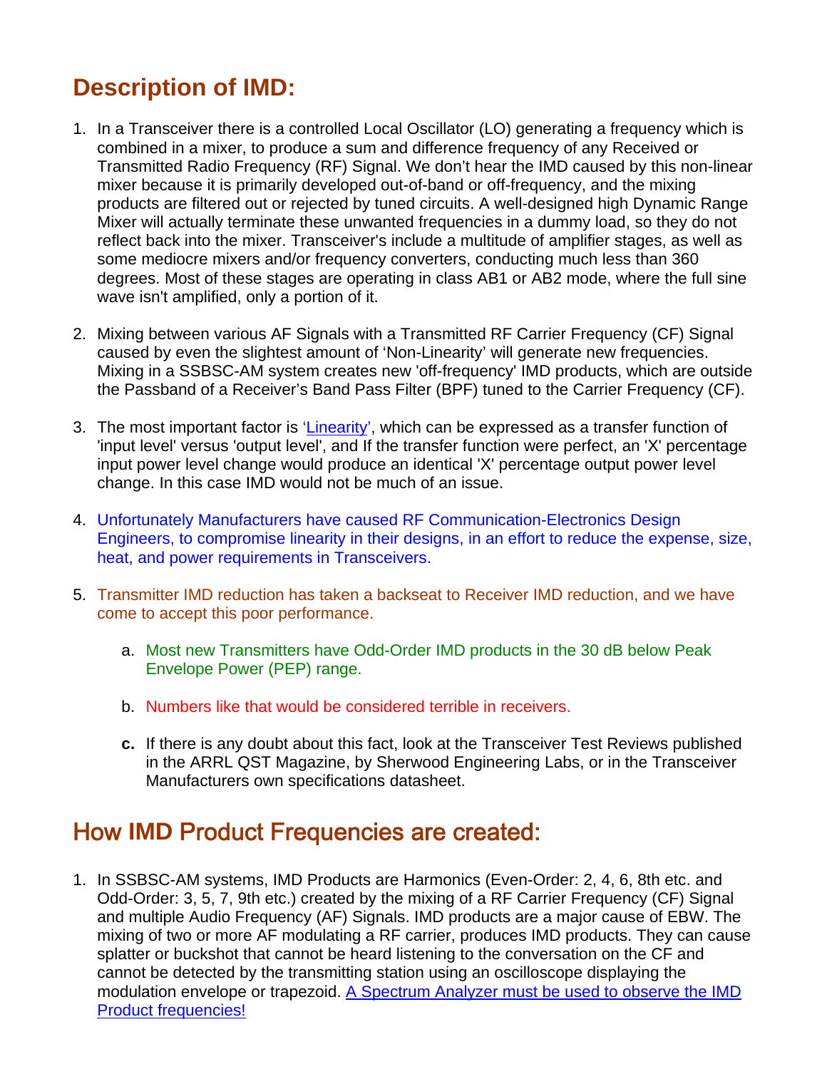## Description of IMD:

1. In a Transceiver there is a controlled Local Oscillator (LO) generating a frequency which is combined in a mixer, to produce a sum and difference frequency of any Received or Transmitted Radio Frequency (RF) Signal. We don't hear the IMD caused by this non-linear mixer because it is primarily developed out-of-band or off-frequency, and the mixing products are filtered out or rejected by tuned circuits. A well-designed high Dynamic Range Mixer will actually terminate these unwanted frequencies in a dummy load, so they do not reflect back into the mixer. Transceiver's include a multitude of amplifier stages, as well as some mediocre mixers and/or frequency converters, conducting much less than 360 degrees. Most of these stages are operating in class AB1 or AB2 mode, where the full sine wave isn't amplified, only a portion of it.

2. Mixing between various AF Signals with a Transmitted RF Carrier Frequency (CF) Signal caused by even the slightest amount of 'Non-Linearity' will generate new frequencies. Mixing in a SSBSC-AM system creates new 'off-frequency' IMD products, which are outside the Passband of a Receiver's Band Pass Filter (BPF) tuned to the Carrier Frequency (CF).

3. The most important factor is 'Linearity', which can be expressed as a transfer function of 'input level' versus 'output level', and If the transfer function were perfect, an 'X' percentage input power level change would produce an identical 'X' percentage output power level change. In this case IMD would not be much of an issue.

4. Unfortunately Manufacturers have caused RF Communication-Electronics Design Engineers, to compromise linearity in their designs, in an effort to reduce the expense, size, heat, and power requirements in Transceivers.

5. Transmitter IMD reduction has taken a backseat to Receiver IMD reduction, and we have come to accept this poor performance.

   a. Most new Transmitters have Odd-Order IMD products in the 30 dB below Peak Envelope Power (PEP) range.

   b. Numbers like that would be considered terrible in receivers.

   **c.** If there is any doubt about this fact, look at the Transceiver Test Reviews published in the ARRL QST Magazine, by Sherwood Engineering Labs, or in the Transceiver Manufacturers own specifications datasheet.

## How IMD Product Frequencies are created:

1. In SSBSC-AM systems, IMD Products are Harmonics (Even-Order: 2, 4, 6, 8th etc. and Odd-Order: 3, 5, 7, 9th etc.) created by the mixing of a RF Carrier Frequency (CF) Signal and multiple Audio Frequency (AF) Signals. IMD products are a major cause of EBW. The mixing of two or more AF modulating a RF carrier, produces IMD products. They can cause splatter or buckshot that cannot be heard listening to the conversation on the CF and cannot be detected by the transmitting station using an oscilloscope displaying the modulation envelope or trapezoid. A Spectrum Analyzer must be used to observe the IMD Product frequencies!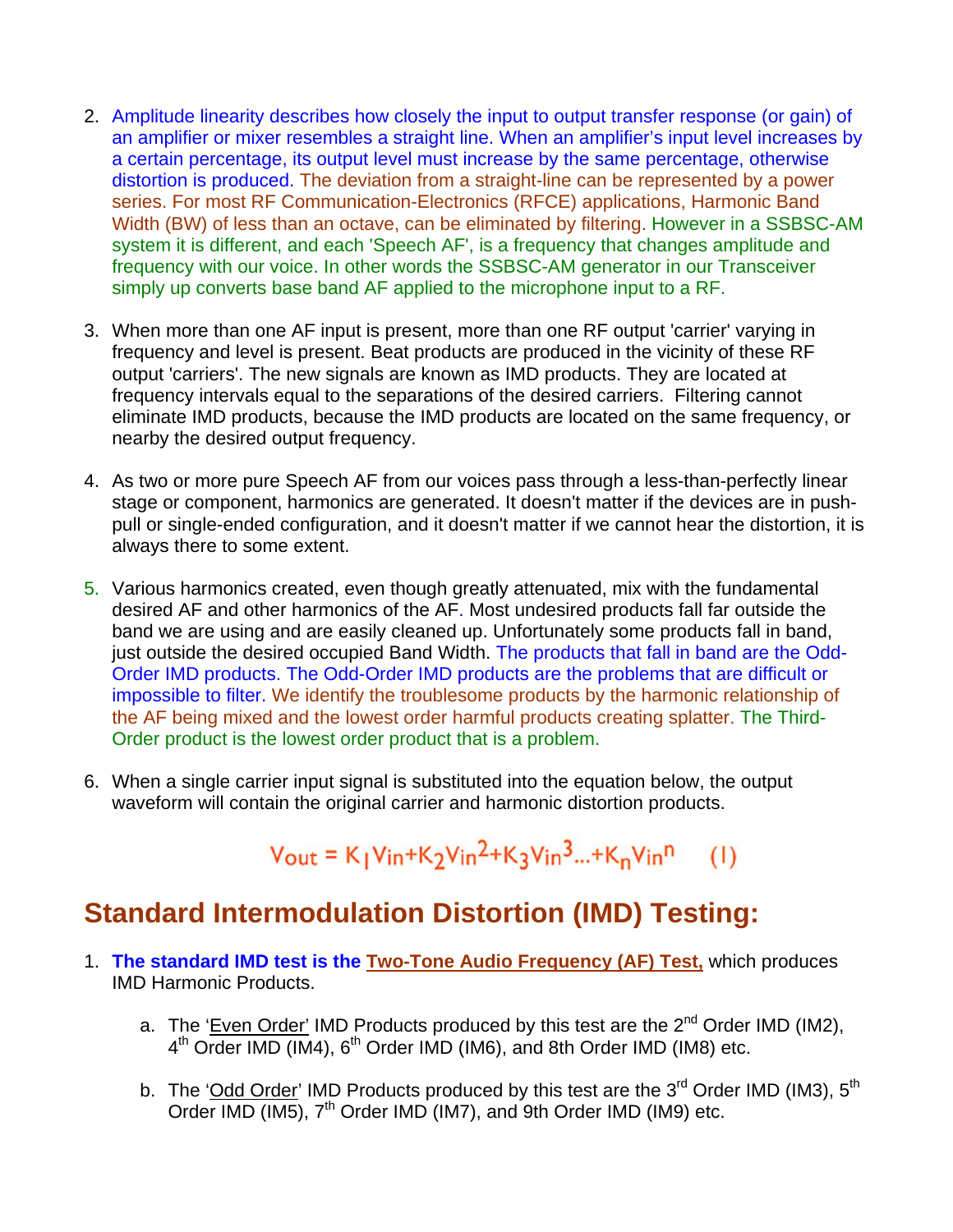2. Amplitude linearity describes how closely the input to output transfer response (or gain) of an amplifier or mixer resembles a straight line. When an amplifier's input level increases by a certain percentage, its output level must increase by the same percentage, otherwise distortion is produced. The deviation from a straight-line can be represented by a power series. For most RF Communication-Electronics (RFCE) applications, Harmonic Band Width (BW) of less than an octave, can be eliminated by filtering. However in a SSBSC-AM system it is different, and each 'Speech AF', is a frequency that changes amplitude and frequency with our voice. In other words the SSBSC-AM generator in our Transceiver simply up converts base band AF applied to the microphone input to a RF.

3. When more than one AF input is present, more than one RF output 'carrier' varying in frequency and level is present. Beat products are produced in the vicinity of these RF output 'carriers'. The new signals are known as IMD products. They are located at frequency intervals equal to the separations of the desired carriers. Filtering cannot eliminate IMD products, because the IMD products are located on the same frequency, or nearby the desired output frequency.

4. As two or more pure Speech AF from our voices pass through a less-than-perfectly linear stage or component, harmonics are generated. It doesn't matter if the devices are in push-pull or single-ended configuration, and it doesn't matter if we cannot hear the distortion, it is always there to some extent.

5. Various harmonics created, even though greatly attenuated, mix with the fundamental desired AF and other harmonics of the AF. Most undesired products fall far outside the band we are using and are easily cleaned up. Unfortunately some products fall in band, just outside the desired occupied Band Width. The products that fall in band are the Odd-Order IMD products. The Odd-Order IMD products are the problems that are difficult or impossible to filter. We identify the troublesome products by the harmonic relationship of the AF being mixed and the lowest order harmful products creating splatter. The Third-Order product is the lowest order product that is a problem.

6. When a single carrier input signal is substituted into the equation below, the output waveform will contain the original carrier and harmonic distortion products.

$$V_{out} = K_1 V_{in} + K_2 V_{in}^2 + K_3 V_{in}^3 \ldots + K_n V_{in}^n \qquad (1)$$

## Standard Intermodulation Distortion (IMD) Testing:

1. **The standard IMD test is the <u>Two-Tone Audio Frequency (AF) Test,</u>** which produces IMD Harmonic Products.

    a. The '<u>Even Order</u>' IMD Products produced by this test are the 2nd Order IMD (IM2), 4th Order IMD (IM4), 6th Order IMD (IM6), and 8th Order IMD (IM8) etc.

    b. The '<u>Odd Order</u>' IMD Products produced by this test are the 3rd Order IMD (IM3), 5th Order IMD (IM5), 7th Order IMD (IM7), and 9th Order IMD (IM9) etc.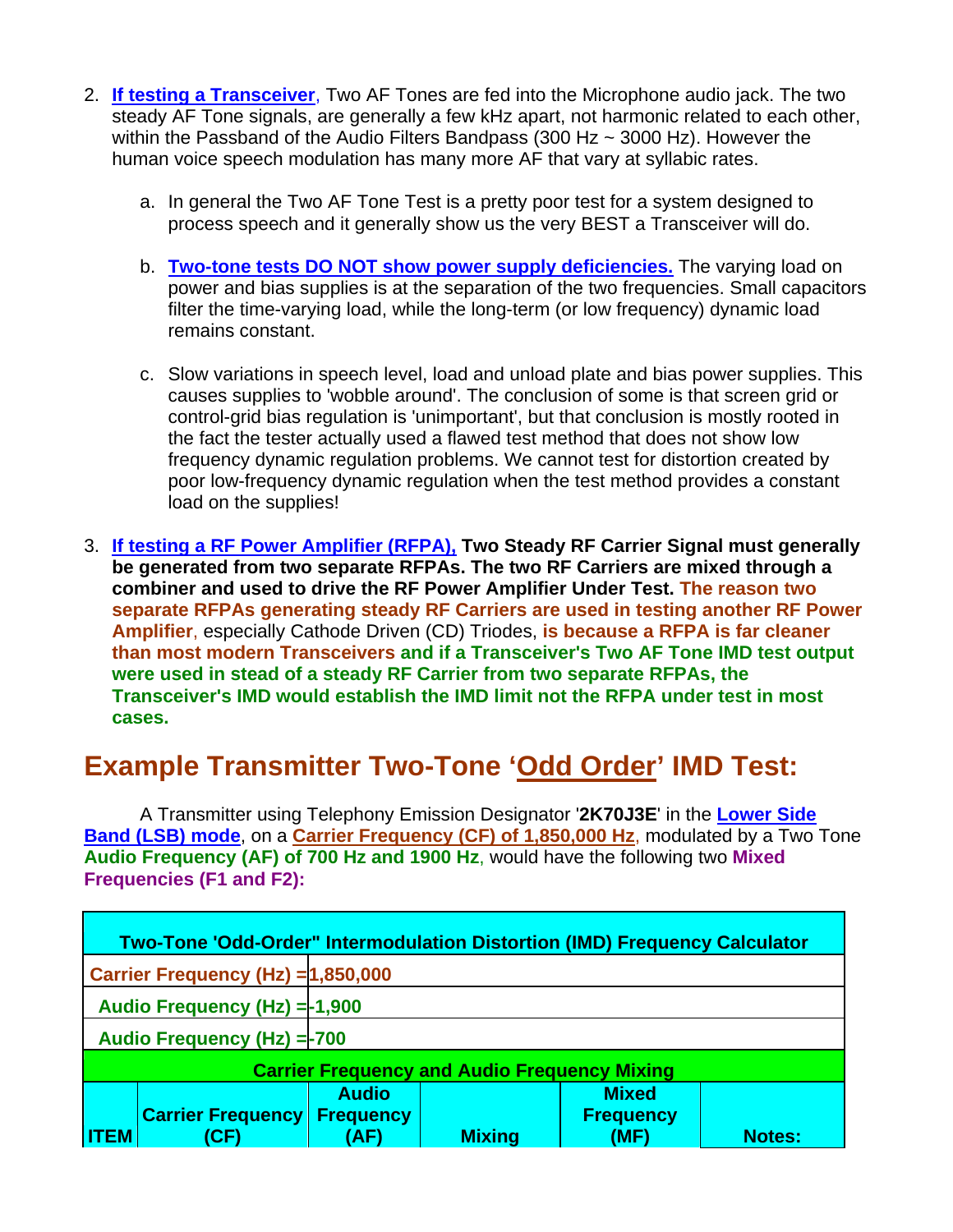2. **If testing a Transceiver**, Two AF Tones are fed into the Microphone audio jack. The two steady AF Tone signals, are generally a few kHz apart, not harmonic related to each other, within the Passband of the Audio Filters Bandpass (300 Hz ~ 3000 Hz). However the human voice speech modulation has many more AF that vary at syllabic rates.

    a. In general the Two AF Tone Test is a pretty poor test for a system designed to process speech and it generally show us the very BEST a Transceiver will do.

    b. **Two-tone tests DO NOT show power supply deficiencies.** The varying load on power and bias supplies is at the separation of the two frequencies. Small capacitors filter the time-varying load, while the long-term (or low frequency) dynamic load remains constant.

    c. Slow variations in speech level, load and unload plate and bias power supplies. This causes supplies to 'wobble around'. The conclusion of some is that screen grid or control-grid bias regulation is 'unimportant', but that conclusion is mostly rooted in the fact the tester actually used a flawed test method that does not show low frequency dynamic regulation problems. We cannot test for distortion created by poor low-frequency dynamic regulation when the test method provides a constant load on the supplies!

3. **If testing a RF Power Amplifier (RFPA), Two Steady RF Carrier Signal must generally be generated from two separate RFPAs. The two RF Carriers are mixed through a combiner and used to drive the RF Power Amplifier Under Test. The reason two separate RFPAs generating steady RF Carriers are used in testing another RF Power Amplifier**, especially Cathode Driven (CD) Triodes, **is because a RFPA is far cleaner than most modern Transceivers and if a Transceiver's Two AF Tone IMD test output were used in stead of a steady RF Carrier from two separate RFPAs, the Transceiver's IMD would establish the IMD limit not the RFPA under test in most cases.**

## Example Transmitter Two-Tone 'Odd Order' IMD Test:

A Transmitter using Telephony Emission Designator '**2K70J3E**' in the **Lower Side Band (LSB) mode**, on a **Carrier Frequency (CF) of 1,850,000 Hz**, modulated by a Two Tone **Audio Frequency (AF) of 700 Hz and 1900 Hz**, would have the following two **Mixed Frequencies (F1 and F2):**

| **Two-Tone 'Odd-Order" Intermodulation Distortion (IMD) Frequency Calculator** | | | | | |
|---|---|---|---|---|---|
| **Carrier Frequency (Hz) =** | **1,850,000** | | | | |
| **Audio Frequency (Hz) =** | **-1,900** | | | | |
| **Audio Frequency (Hz) =** | **-700** | | | | |
| **Carrier Frequency and Audio Frequency Mixing** | | | | | |
| **ITEM** | **Carrier Frequency (CF)** | **Audio Frequency (AF)** | **Mixing** | **Mixed Frequency (MF)** | **Notes:** |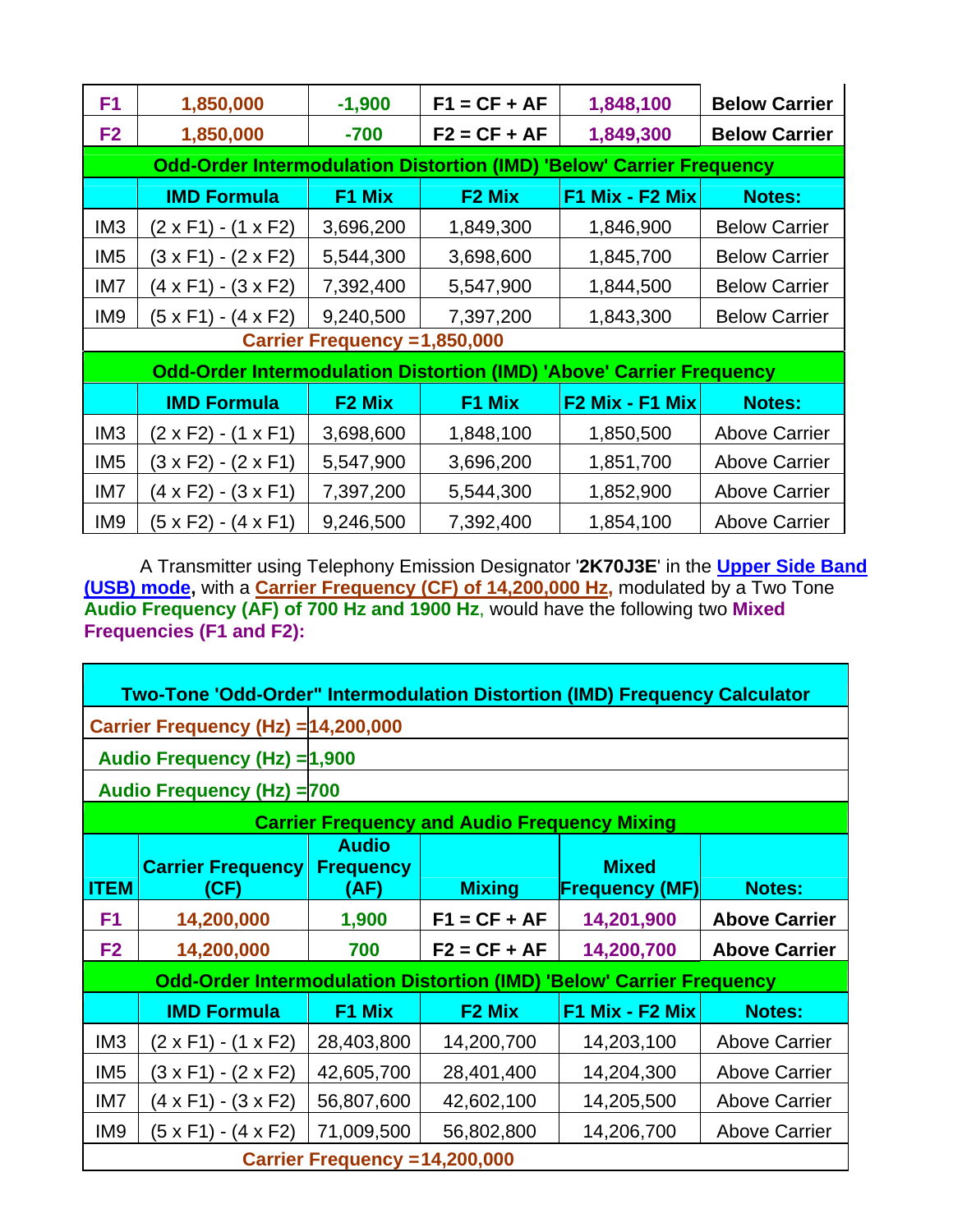| F1 | 1,850,000 | -1,900 | F1 = CF + AF | 1,848,100 | Below Carrier |
|---|---|---|---|---|---|
| F2 | 1,850,000 | -700 | F2 = CF + AF | 1,849,300 | Below Carrier |
| **Odd-Order Intermodulation Distortion (IMD) 'Below' Carrier Frequency** | | | | | |
| | **IMD Formula** | **F1 Mix** | **F2 Mix** | **F1 Mix - F2 Mix** | **Notes:** |
| IM3 | (2 x F1) - (1 x F2) | 3,696,200 | 1,849,300 | 1,846,900 | Below Carrier |
| IM5 | (3 x F1) - (2 x F2) | 5,544,300 | 3,698,600 | 1,845,700 | Below Carrier |
| IM7 | (4 x F1) - (3 x F2) | 7,392,400 | 5,547,900 | 1,844,500 | Below Carrier |
| IM9 | (5 x F1) - (4 x F2) | 9,240,500 | 7,397,200 | 1,843,300 | Below Carrier |
| **Carrier Frequency =1,850,000** | | | | | |
| **Odd-Order Intermodulation Distortion (IMD) 'Above' Carrier Frequency** | | | | | |
| | **IMD Formula** | **F2 Mix** | **F1 Mix** | **F2 Mix - F1 Mix** | **Notes:** |
| IM3 | (2 x F2) - (1 x F1) | 3,698,600 | 1,848,100 | 1,850,500 | Above Carrier |
| IM5 | (3 x F2) - (2 x F1) | 5,547,900 | 3,696,200 | 1,851,700 | Above Carrier |
| IM7 | (4 x F2) - (3 x F1) | 7,397,200 | 5,544,300 | 1,852,900 | Above Carrier |
| IM9 | (5 x F2) - (4 x F1) | 9,246,500 | 7,392,400 | 1,854,100 | Above Carrier |

A Transmitter using Telephony Emission Designator '**2K70J3E**' in the **Upper Side Band (USB) mode**, with a **Carrier Frequency (CF) of 14,200,000 Hz**, modulated by a Two Tone **Audio Frequency (AF) of 700 Hz and 1900 Hz**, would have the following two **Mixed Frequencies (F1 and F2):**

| **Two-Tone 'Odd-Order" Intermodulation Distortion (IMD) Frequency Calculator** | | | | | |
|---|---|---|---|---|---|
| **Carrier Frequency (Hz) =** | **14,200,000** | | | | |
| **Audio Frequency (Hz) =** | **1,900** | | | | |
| **Audio Frequency (Hz) =** | **700** | | | | |
| **Carrier Frequency and Audio Frequency Mixing** | | | | | |
| **ITEM** | **Carrier Frequency (CF)** | **Audio Frequency (AF)** | **Mixing** | **Mixed Frequency (MF)** | **Notes:** |
| **F1** | **14,200,000** | **1,900** | **F1 = CF + AF** | **14,201,900** | **Above Carrier** |
| **F2** | **14,200,000** | **700** | **F2 = CF + AF** | **14,200,700** | **Above Carrier** |
| **Odd-Order Intermodulation Distortion (IMD) 'Below' Carrier Frequency** | | | | | |
| | **IMD Formula** | **F1 Mix** | **F2 Mix** | **F1 Mix - F2 Mix** | **Notes:** |
| IM3 | (2 x F1) - (1 x F2) | 28,403,800 | 14,200,700 | 14,203,100 | Above Carrier |
| IM5 | (3 x F1) - (2 x F2) | 42,605,700 | 28,401,400 | 14,204,300 | Above Carrier |
| IM7 | (4 x F1) - (3 x F2) | 56,807,600 | 42,602,100 | 14,205,500 | Above Carrier |
| IM9 | (5 x F1) - (4 x F2) | 71,009,500 | 56,802,800 | 14,206,700 | Above Carrier |
| **Carrier Frequency =14,200,000** | | | | | |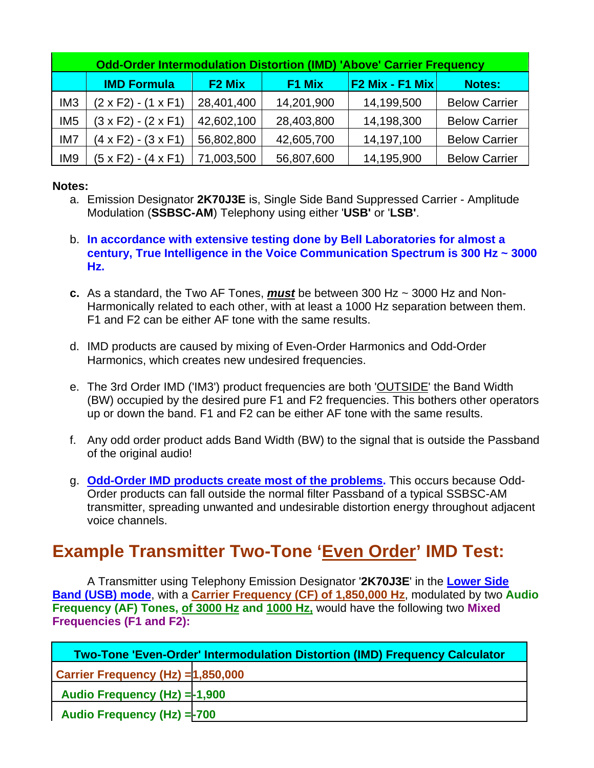| Odd-Order Intermodulation Distortion (IMD) 'Above' Carrier Frequency | | | | | |
|---|---|---|---|---|---|
| | **IMD Formula** | **F2 Mix** | **F1 Mix** | **F2 Mix - F1 Mix** | **Notes:** |
| IM3 | (2 x F2) - (1 x F1) | 28,401,400 | 14,201,900 | 14,199,500 | Below Carrier |
| IM5 | (3 x F2) - (2 x F1) | 42,602,100 | 28,403,800 | 14,198,300 | Below Carrier |
| IM7 | (4 x F2) - (3 x F1) | 56,802,800 | 42,605,700 | 14,197,100 | Below Carrier |
| IM9 | (5 x F2) - (4 x F1) | 71,003,500 | 56,807,600 | 14,195,900 | Below Carrier |

**Notes:**

a. Emission Designator **2K70J3E** is, Single Side Band Suppressed Carrier - Amplitude Modulation (**SSBSC-AM**) Telephony using either '**USB'** or '**LSB**'.

b. **In accordance with extensive testing done by Bell Laboratories for almost a century, True Intelligence in the Voice Communication Spectrum is 300 Hz ~ 3000 Hz.**

**c.** As a standard, the Two AF Tones, ***must*** be between 300 Hz ~ 3000 Hz and Non-Harmonically related to each other, with at least a 1000 Hz separation between them. F1 and F2 can be either AF tone with the same results.

d. IMD products are caused by mixing of Even-Order Harmonics and Odd-Order Harmonics, which creates new undesired frequencies.

e. The 3rd Order IMD ('IM3') product frequencies are both 'OUTSIDE' the Band Width (BW) occupied by the desired pure F1 and F2 frequencies. This bothers other operators up or down the band. F1 and F2 can be either AF tone with the same results.

f. Any odd order product adds Band Width (BW) to the signal that is outside the Passband of the original audio!

g. **Odd-Order IMD products create most of the problems.** This occurs because Odd-Order products can fall outside the normal filter Passband of a typical SSBSC-AM transmitter, spreading unwanted and undesirable distortion energy throughout adjacent voice channels.

## Example Transmitter Two-Tone 'Even Order' IMD Test:

A Transmitter using Telephony Emission Designator '**2K70J3E**' in the **Lower Side Band (USB) mode**, with a **Carrier Frequency (CF) of 1,850,000 Hz**, modulated by two **Audio Frequency (AF) Tones, of 3000 Hz and 1000 Hz,** would have the following two **Mixed Frequencies (F1 and F2):**

| Two-Tone 'Even-Order' Intermodulation Distortion (IMD) Frequency Calculator | |
|---|---|
| **Carrier Frequency (Hz) =** | **1,850,000** |
| **Audio Frequency (Hz) =** | **-1,900** |
| **Audio Frequency (Hz) =** | **-700** |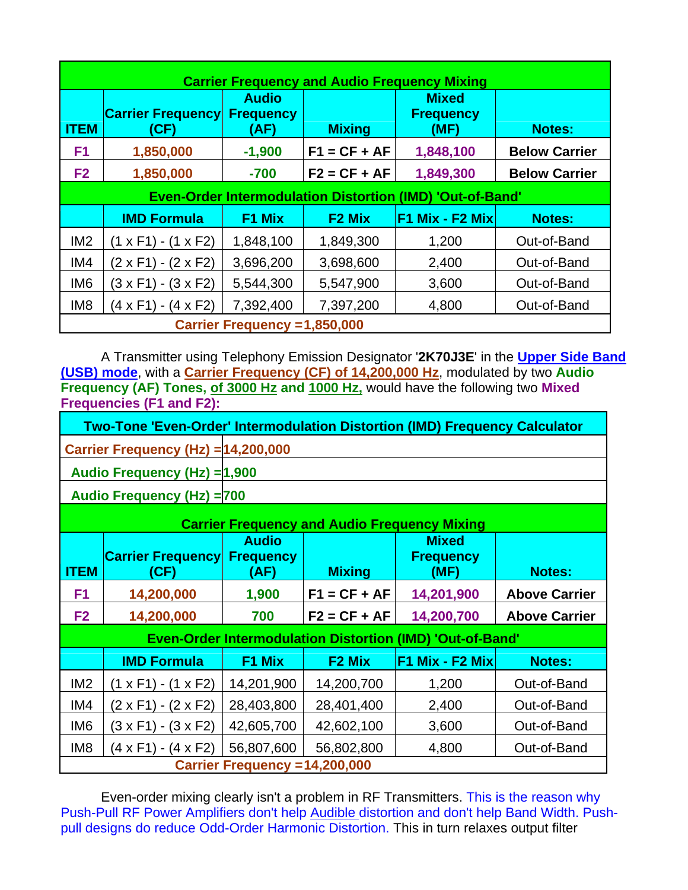| Carrier Frequency and Audio Frequency Mixing | | | | | |
|---|---|---|---|---|---|
| **ITEM** | **Carrier Frequency (CF)** | **Audio Frequency (AF)** | **Mixing** | **Mixed Frequency (MF)** | **Notes:** |
| **F1** | **1,850,000** | **-1,900** | **F1 = CF + AF** | **1,848,100** | **Below Carrier** |
| **F2** | **1,850,000** | **-700** | **F2 = CF + AF** | **1,849,300** | **Below Carrier** |
| **Even-Order Intermodulation Distortion (IMD) 'Out-of-Band'** | | | | | |
| | **IMD Formula** | **F1 Mix** | **F2 Mix** | **F1 Mix - F2 Mix** | **Notes:** |
| IM2 | (1 x F1) - (1 x F2) | 1,848,100 | 1,849,300 | 1,200 | Out-of-Band |
| IM4 | (2 x F1) - (2 x F2) | 3,696,200 | 3,698,600 | 2,400 | Out-of-Band |
| IM6 | (3 x F1) - (3 x F2) | 5,544,300 | 5,547,900 | 3,600 | Out-of-Band |
| IM8 | (4 x F1) - (4 x F2) | 7,392,400 | 7,397,200 | 4,800 | Out-of-Band |
| **Carrier Frequency =1,850,000** | | | | | |

A Transmitter using Telephony Emission Designator '**2K70J3E**' in the **Upper Side Band (USB) mode**, with a **Carrier Frequency (CF) of 14,200,000 Hz**, modulated by two **Audio Frequency (AF) Tones, of 3000 Hz and 1000 Hz,** would have the following two **Mixed Frequencies (F1 and F2):**

| Two-Tone 'Even-Order' Intermodulation Distortion (IMD) Frequency Calculator | | | | | |
|---|---|---|---|---|---|
| **Carrier Frequency (Hz) =** | **14,200,000** | | | | |
| **Audio Frequency (Hz) =** | **1,900** | | | | |
| **Audio Frequency (Hz) =** | **700** | | | | |
| **Carrier Frequency and Audio Frequency Mixing** | | | | | |
| **ITEM** | **Carrier Frequency (CF)** | **Audio Frequency (AF)** | **Mixing** | **Mixed Frequency (MF)** | **Notes:** |
| **F1** | **14,200,000** | **1,900** | **F1 = CF + AF** | **14,201,900** | **Above Carrier** |
| **F2** | **14,200,000** | **700** | **F2 = CF + AF** | **14,200,700** | **Above Carrier** |
| **Even-Order Intermodulation Distortion (IMD) 'Out-of-Band'** | | | | | |
| | **IMD Formula** | **F1 Mix** | **F2 Mix** | **F1 Mix - F2 Mix** | **Notes:** |
| IM2 | (1 x F1) - (1 x F2) | 14,201,900 | 14,200,700 | 1,200 | Out-of-Band |
| IM4 | (2 x F1) - (2 x F2) | 28,403,800 | 28,401,400 | 2,400 | Out-of-Band |
| IM6 | (3 x F1) - (3 x F2) | 42,605,700 | 42,602,100 | 3,600 | Out-of-Band |
| IM8 | (4 x F1) - (4 x F2) | 56,807,600 | 56,802,800 | 4,800 | Out-of-Band |
| **Carrier Frequency =14,200,000** | | | | | |

Even-order mixing clearly isn't a problem in RF Transmitters. This is the reason why Push-Pull RF Power Amplifiers don't help Audible distortion and don't help Band Width. Push-pull designs do reduce Odd-Order Harmonic Distortion. This in turn relaxes output filter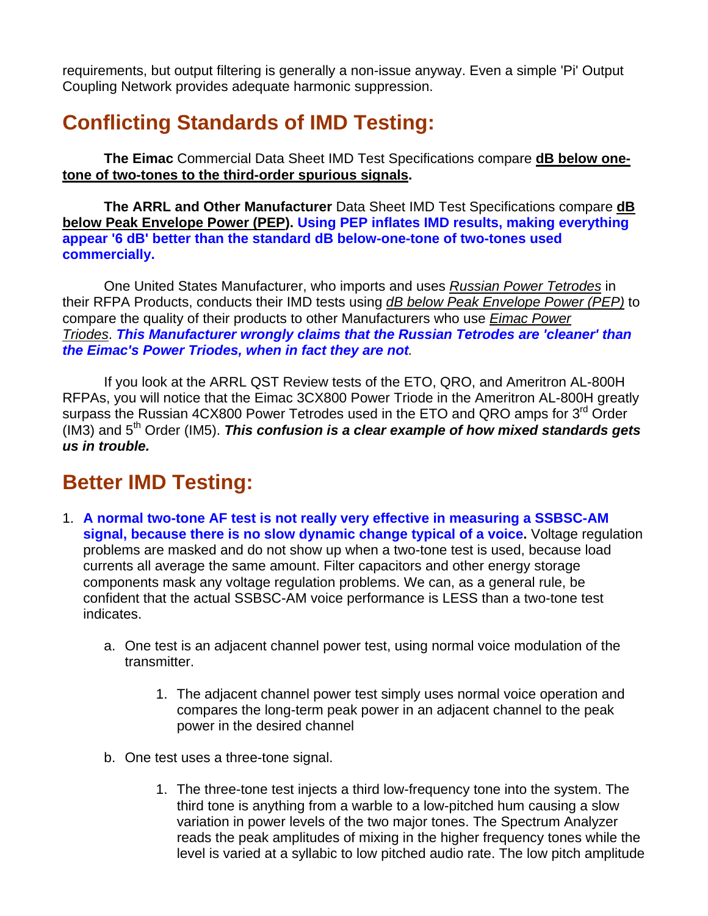requirements, but output filtering is generally a non-issue anyway. Even a simple 'Pi' Output Coupling Network provides adequate harmonic suppression.

## Conflicting Standards of IMD Testing:

**The Eimac** Commercial Data Sheet IMD Test Specifications compare **dB below one-tone of two-tones to the third-order spurious signals.**

**The ARRL and Other Manufacturer** Data Sheet IMD Test Specifications compare **dB below Peak Envelope Power (PEP). Using PEP inflates IMD results, making everything appear '6 dB' better than the standard dB below-one-tone of two-tones used commercially.**

One United States Manufacturer, who imports and uses *Russian Power Tetrodes* in their RFPA Products, conducts their IMD tests using *dB below Peak Envelope Power (PEP)* to compare the quality of their products to other Manufacturers who use *Eimac Power Triodes*. ***This Manufacturer wrongly claims that the Russian Tetrodes are 'cleaner' than the Eimac's Power Triodes, when in fact they are not.***

If you look at the ARRL QST Review tests of the ETO, QRO, and Ameritron AL-800H RFPAs, you will notice that the Eimac 3CX800 Power Triode in the Ameritron AL-800H greatly surpass the Russian 4CX800 Power Tetrodes used in the ETO and QRO amps for 3rd Order (IM3) and 5th Order (IM5). ***This confusion is a clear example of how mixed standards gets us in trouble.***

## Better IMD Testing:

1. **A normal two-tone AF test is not really very effective in measuring a SSBSC-AM signal, because there is no slow dynamic change typical of a voice.** Voltage regulation problems are masked and do not show up when a two-tone test is used, because load currents all average the same amount. Filter capacitors and other energy storage components mask any voltage regulation problems. We can, as a general rule, be confident that the actual SSBSC-AM voice performance is LESS than a two-tone test indicates.

    a. One test is an adjacent channel power test, using normal voice modulation of the transmitter.

        1. The adjacent channel power test simply uses normal voice operation and compares the long-term peak power in an adjacent channel to the peak power in the desired channel

    b. One test uses a three-tone signal.

        1. The three-tone test injects a third low-frequency tone into the system. The third tone is anything from a warble to a low-pitched hum causing a slow variation in power levels of the two major tones. The Spectrum Analyzer reads the peak amplitudes of mixing in the higher frequency tones while the level is varied at a syllabic to low pitched audio rate. The low pitch amplitude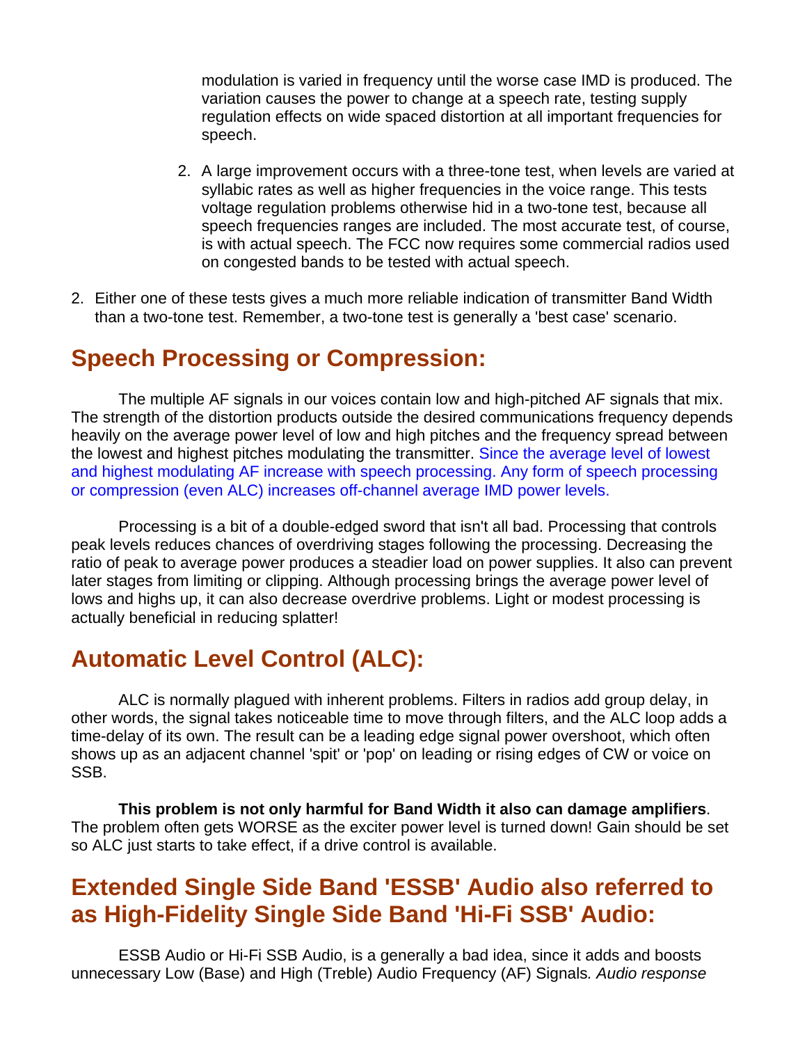modulation is varied in frequency until the worse case IMD is produced. The variation causes the power to change at a speech rate, testing supply regulation effects on wide spaced distortion at all important frequencies for speech.

   2. A large improvement occurs with a three-tone test, when levels are varied at syllabic rates as well as higher frequencies in the voice range. This tests voltage regulation problems otherwise hid in a two-tone test, because all speech frequencies ranges are included. The most accurate test, of course, is with actual speech. The FCC now requires some commercial radios used on congested bands to be tested with actual speech.

2. Either one of these tests gives a much more reliable indication of transmitter Band Width than a two-tone test. Remember, a two-tone test is generally a 'best case' scenario.

## Speech Processing or Compression:

The multiple AF signals in our voices contain low and high-pitched AF signals that mix. The strength of the distortion products outside the desired communications frequency depends heavily on the average power level of low and high pitches and the frequency spread between the lowest and highest pitches modulating the transmitter. Since the average level of lowest and highest modulating AF increase with speech processing. Any form of speech processing or compression (even ALC) increases off-channel average IMD power levels.

Processing is a bit of a double-edged sword that isn't all bad. Processing that controls peak levels reduces chances of overdriving stages following the processing. Decreasing the ratio of peak to average power produces a steadier load on power supplies. It also can prevent later stages from limiting or clipping. Although processing brings the average power level of lows and highs up, it can also decrease overdrive problems. Light or modest processing is actually beneficial in reducing splatter!

## Automatic Level Control (ALC):

ALC is normally plagued with inherent problems. Filters in radios add group delay, in other words, the signal takes noticeable time to move through filters, and the ALC loop adds a time-delay of its own. The result can be a leading edge signal power overshoot, which often shows up as an adjacent channel 'spit' or 'pop' on leading or rising edges of CW or voice on SSB.

**This problem is not only harmful for Band Width it also can damage amplifiers**. The problem often gets WORSE as the exciter power level is turned down! Gain should be set so ALC just starts to take effect, if a drive control is available.

## Extended Single Side Band 'ESSB' Audio also referred to as High-Fidelity Single Side Band 'Hi-Fi SSB' Audio:

ESSB Audio or Hi-Fi SSB Audio, is a generally a bad idea, since it adds and boosts unnecessary Low (Base) and High (Treble) Audio Frequency (AF) Signals. *Audio response*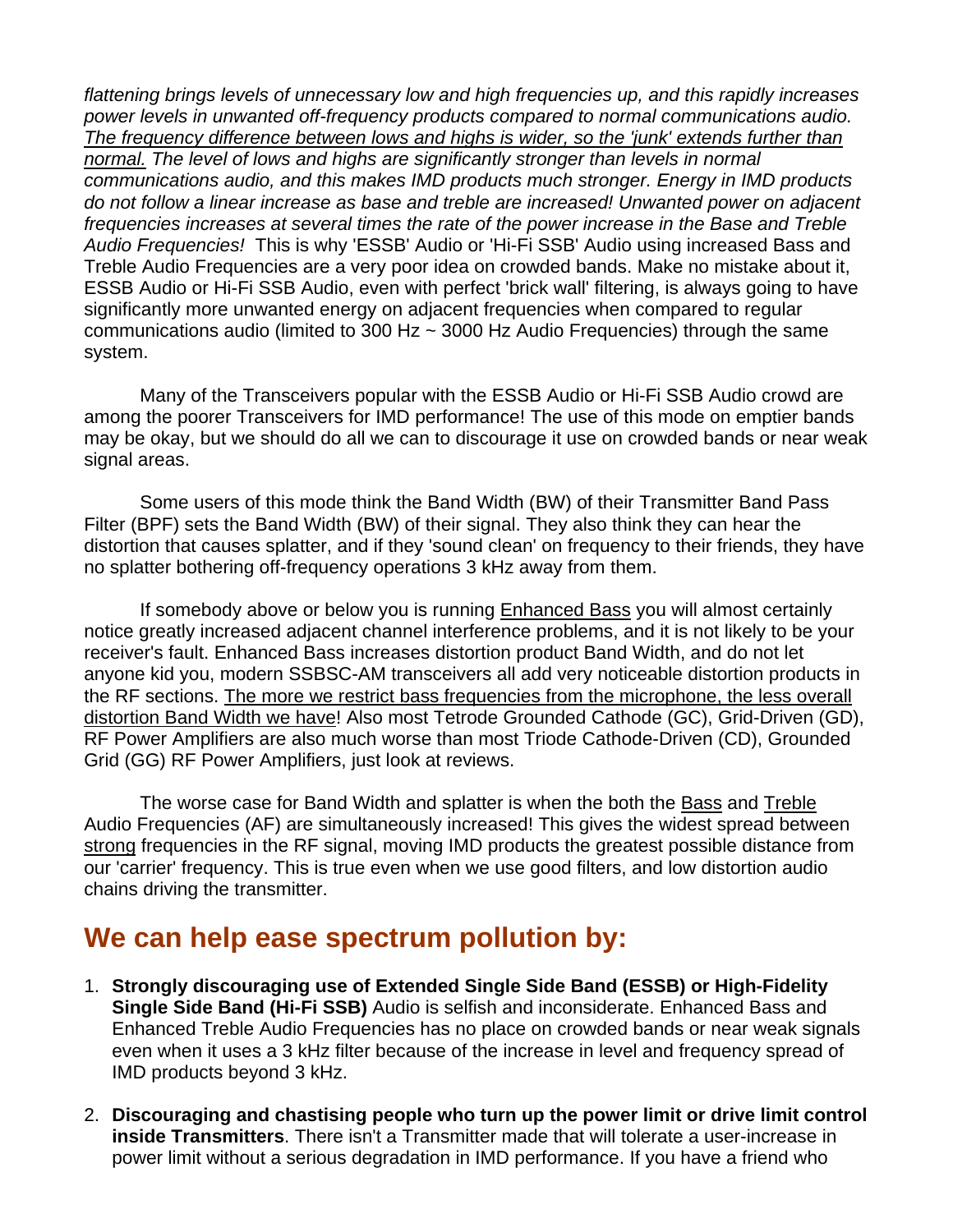*flattening brings levels of unnecessary low and high frequencies up, and this rapidly increases power levels in unwanted off-frequency products compared to normal communications audio. <u>The frequency difference between lows and highs is wider, so the 'junk' extends further than normal.</u> The level of lows and highs are significantly stronger than levels in normal communications audio, and this makes IMD products much stronger. Energy in IMD products do not follow a linear increase as base and treble are increased! Unwanted power on adjacent frequencies increases at several times the rate of the power increase in the Base and Treble Audio Frequencies!* This is why 'ESSB' Audio or 'Hi-Fi SSB' Audio using increased Bass and Treble Audio Frequencies are a very poor idea on crowded bands. Make no mistake about it, ESSB Audio or Hi-Fi SSB Audio, even with perfect 'brick wall' filtering, is always going to have significantly more unwanted energy on adjacent frequencies when compared to regular communications audio (limited to 300 Hz ~ 3000 Hz Audio Frequencies) through the same system.

Many of the Transceivers popular with the ESSB Audio or Hi-Fi SSB Audio crowd are among the poorer Transceivers for IMD performance! The use of this mode on emptier bands may be okay, but we should do all we can to discourage it use on crowded bands or near weak signal areas.

Some users of this mode think the Band Width (BW) of their Transmitter Band Pass Filter (BPF) sets the Band Width (BW) of their signal. They also think they can hear the distortion that causes splatter, and if they 'sound clean' on frequency to their friends, they have no splatter bothering off-frequency operations 3 kHz away from them.

If somebody above or below you is running <u>Enhanced Bass</u> you will almost certainly notice greatly increased adjacent channel interference problems, and it is not likely to be your receiver's fault. Enhanced Bass increases distortion product Band Width, and do not let anyone kid you, modern SSBSC-AM transceivers all add very noticeable distortion products in the RF sections. <u>The more we restrict bass frequencies from the microphone, the less overall distortion Band Width we have</u>! Also most Tetrode Grounded Cathode (GC), Grid-Driven (GD), RF Power Amplifiers are also much worse than most Triode Cathode-Driven (CD), Grounded Grid (GG) RF Power Amplifiers, just look at reviews.

The worse case for Band Width and splatter is when the both the <u>Bass</u> and <u>Treble</u> Audio Frequencies (AF) are simultaneously increased! This gives the widest spread between <u>strong</u> frequencies in the RF signal, moving IMD products the greatest possible distance from our 'carrier' frequency. This is true even when we use good filters, and low distortion audio chains driving the transmitter.

## We can help ease spectrum pollution by:

1. **Strongly discouraging use of Extended Single Side Band (ESSB) or High-Fidelity Single Side Band (Hi-Fi SSB)** Audio is selfish and inconsiderate. Enhanced Bass and Enhanced Treble Audio Frequencies has no place on crowded bands or near weak signals even when it uses a 3 kHz filter because of the increase in level and frequency spread of IMD products beyond 3 kHz.

2. **Discouraging and chastising people who turn up the power limit or drive limit control inside Transmitters**. There isn't a Transmitter made that will tolerate a user-increase in power limit without a serious degradation in IMD performance. If you have a friend who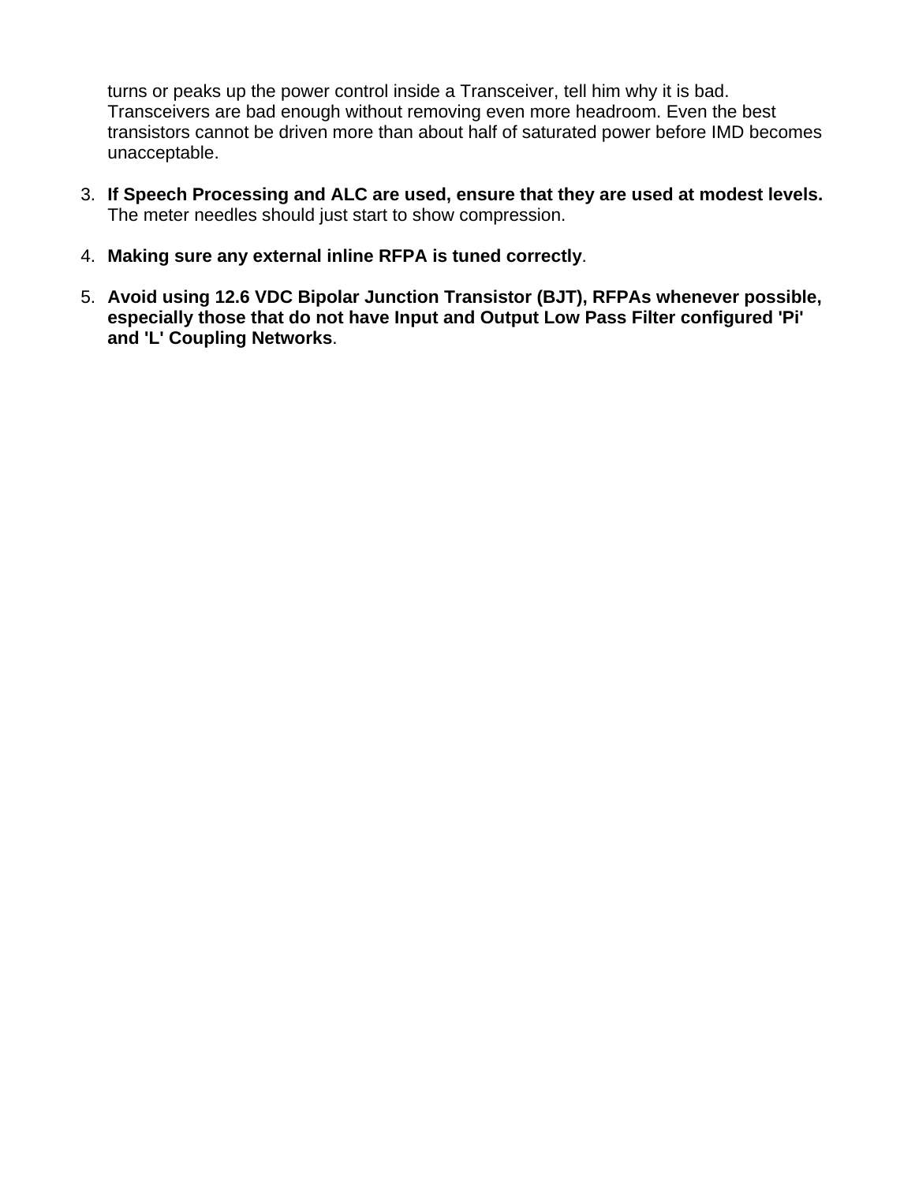turns or peaks up the power control inside a Transceiver, tell him why it is bad. Transceivers are bad enough without removing even more headroom. Even the best transistors cannot be driven more than about half of saturated power before IMD becomes unacceptable.

3. **If Speech Processing and ALC are used, ensure that they are used at modest levels.** The meter needles should just start to show compression.

4. **Making sure any external inline RFPA is tuned correctly**.

5. **Avoid using 12.6 VDC Bipolar Junction Transistor (BJT), RFPAs whenever possible, especially those that do not have Input and Output Low Pass Filter configured 'Pi' and 'L' Coupling Networks**.